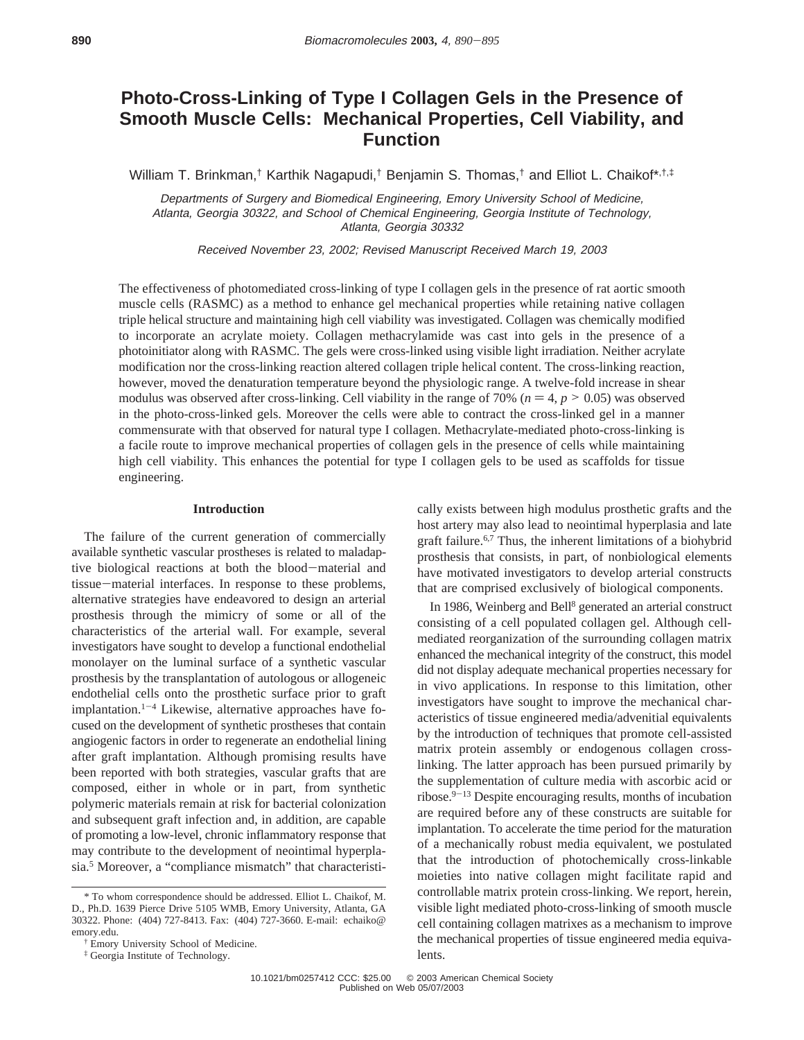# Photo-Cross-Linking of Type I Collagen Gels in the Presence of Smooth Muscle Cells: Mechanical Properties, Cell Viability, and Function

William T. Brinkman,[†] Karthik Nagapudi,[†] Benjamin S. Thomas,[†] and Elliot L. Chaikof*[,†,‡]

*Departments of Surgery and Biomedical Engineering, Emory University School of Medicine, Atlanta, Georgia 30322, and School of Chemical Engineering, Georgia Institute of Technology, Atlanta, Georgia 30332*

*Received November 23, 2002; Revised Manuscript Received March 19, 2003*

The effectiveness of photomediated cross-linking of type I collagen gels in the presence of rat aortic smooth muscle cells (RASMC) as a method to enhance gel mechanical properties while retaining native collagen triple helical structure and maintaining high cell viability was investigated. Collagen was chemically modified to incorporate an acrylate moiety. Collagen methacrylamide was cast into gels in the presence of a photoinitiator along with RASMC. The gels were cross-linked using visible light irradiation. Neither acrylate modification nor the cross-linking reaction altered collagen triple helical content. The cross-linking reaction, however, moved the denaturation temperature beyond the physiologic range. A twelve-fold increase in shear modulus was observed after cross-linking. Cell viability in the range of 70% ($n = 4$, $p > 0.05$) was observed in the photo-cross-linked gels. Moreover the cells were able to contract the cross-linked gel in a manner commensurate with that observed for natural type I collagen. Methacrylate-mediated photo-cross-linking is a facile route to improve mechanical properties of collagen gels in the presence of cells while maintaining high cell viability. This enhances the potential for type I collagen gels to be used as scaffolds for tissue engineering.

## Introduction

The failure of the current generation of commercially available synthetic vascular prostheses is related to maladaptive biological reactions at both the blood−material and tissue−material interfaces. In response to these problems, alternative strategies have endeavored to design an arterial prosthesis through the mimicry of some or all of the characteristics of the arterial wall. For example, several investigators have sought to develop a functional endothelial monolayer on the luminal surface of a synthetic vascular prosthesis by the transplantation of autologous or allogeneic endothelial cells onto the prosthetic surface prior to graft implantation.[1−4] Likewise, alternative approaches have focused on the development of synthetic prostheses that contain angiogenic factors in order to regenerate an endothelial lining after graft implantation. Although promising results have been reported with both strategies, vascular grafts that are composed, either in whole or in part, from synthetic polymeric materials remain at risk for bacterial colonization and subsequent graft infection and, in addition, are capable of promoting a low-level, chronic inflammatory response that may contribute to the development of neointimal hyperplasia.[5] Moreover, a "compliance mismatch" that characteristically exists between high modulus prosthetic grafts and the host artery may also lead to neointimal hyperplasia and late graft failure.[6,7] Thus, the inherent limitations of a biohybrid prosthesis that consists, in part, of nonbiological elements have motivated investigators to develop arterial constructs that are comprised exclusively of biological components.

In 1986, Weinberg and Bell[8] generated an arterial construct consisting of a cell populated collagen gel. Although cell-mediated reorganization of the surrounding collagen matrix enhanced the mechanical integrity of the construct, this model did not display adequate mechanical properties necessary for in vivo applications. In response to this limitation, other investigators have sought to improve the mechanical characteristics of tissue engineered media/advenitial equivalents by the introduction of techniques that promote cell-assisted matrix protein assembly or endogenous collagen cross-linking. The latter approach has been pursued primarily by the supplementation of culture media with ascorbic acid or ribose.[9−13] Despite encouraging results, months of incubation are required before any of these constructs are suitable for implantation. To accelerate the time period for the maturation of a mechanically robust media equivalent, we postulated that the introduction of photochemically cross-linkable moieties into native collagen might facilitate rapid and controllable matrix protein cross-linking. We report, herein, visible light mediated photo-cross-linking of smooth muscle cell containing collagen matrixes as a mechanism to improve the mechanical properties of tissue engineered media equivalents.

\* To whom correspondence should be addressed. Elliot L. Chaikof, M. D., Ph.D. 1639 Pierce Drive 5105 WMB, Emory University, Atlanta, GA 30322. Phone: (404) 727-8413. Fax: (404) 727-3660. E-mail: echaiko@emory.edu.

† Emory University School of Medicine.

‡ Georgia Institute of Technology.

10.1021/bm0257412 CCC: $25.00 © 2003 American Chemical Society
Published on Web 05/07/2003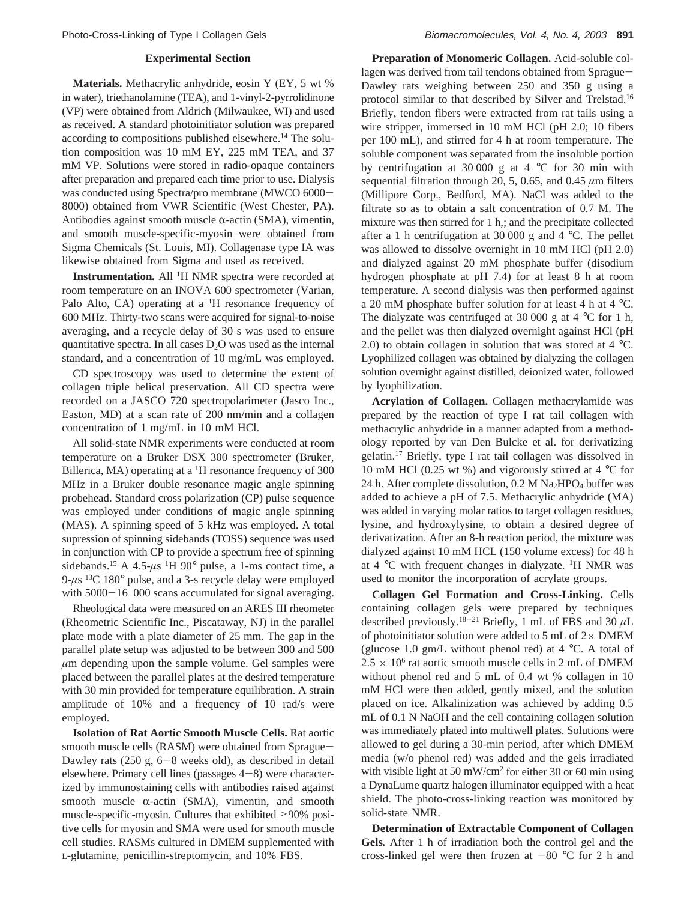## Experimental Section

**Materials.** Methacrylic anhydride, eosin Y (EY, 5 wt % in water), triethanolamine (TEA), and 1-vinyl-2-pyrrolidinone (VP) were obtained from Aldrich (Milwaukee, WI) and used as received. A standard photoinitiator solution was prepared according to compositions published elsewhere.[14] The solution composition was 10 mM EY, 225 mM TEA, and 37 mM VP. Solutions were stored in radio-opaque containers after preparation and prepared each time prior to use. Dialysis was conducted using Spectra/pro membrane (MWCO 6000−8000) obtained from VWR Scientific (West Chester, PA). Antibodies against smooth muscle α-actin (SMA), vimentin, and smooth muscle-specific-myosin were obtained from Sigma Chemicals (St. Louis, MI). Collagenase type IA was likewise obtained from Sigma and used as received.

**Instrumentation.** All $^1$H NMR spectra were recorded at room temperature on an INOVA 600 spectrometer (Varian, Palo Alto, CA) operating at a $^1$H resonance frequency of 600 MHz. Thirty-two scans were acquired for signal-to-noise averaging, and a recycle delay of 30 s was used to ensure quantitative spectra. In all cases $D_2O$ was used as the internal standard, and a concentration of 10 mg/mL was employed.

CD spectroscopy was used to determine the extent of collagen triple helical preservation. All CD spectra were recorded on a JASCO 720 spectropolarimeter (Jasco Inc., Easton, MD) at a scan rate of 200 nm/min and a collagen concentration of 1 mg/mL in 10 mM HCl.

All solid-state NMR experiments were conducted at room temperature on a Bruker DSX 300 spectrometer (Bruker, Billerica, MA) operating at a $^1$H resonance frequency of 300 MHz in a Bruker double resonance magic angle spinning probehead. Standard cross polarization (CP) pulse sequence was employed under conditions of magic angle spinning (MAS). A spinning speed of 5 kHz was employed. A total supression of spinning sidebands (TOSS) sequence was used in conjunction with CP to provide a spectrum free of spinning sidebands.[15] A 4.5-μs $^1$H 90° pulse, a 1-ms contact time, a 9-μs $^{13}$C 180° pulse, and a 3-s recycle delay were employed with 5000−16 000 scans accumulated for signal averaging.

Rheological data were measured on an ARES III rheometer (Rheometric Scientific Inc., Piscataway, NJ) in the parallel plate mode with a plate diameter of 25 mm. The gap in the parallel plate setup was adjusted to be between 300 and 500 μm depending upon the sample volume. Gel samples were placed between the parallel plates at the desired temperature with 30 min provided for temperature equilibration. A strain amplitude of 10% and a frequency of 10 rad/s were employed.

**Isolation of Rat Aortic Smooth Muscle Cells.** Rat aortic smooth muscle cells (RASM) were obtained from Sprague−Dawley rats (250 g, 6−8 weeks old), as described in detail elsewhere. Primary cell lines (passages 4−8) were characterized by immunostaining cells with antibodies raised against smooth muscle α-actin (SMA), vimentin, and smooth muscle-specific-myosin. Cultures that exhibited >90% positive cells for myosin and SMA were used for smooth muscle cell studies. RASMs cultured in DMEM supplemented with L-glutamine, penicillin-streptomycin, and 10% FBS.

**Preparation of Monomeric Collagen.** Acid-soluble collagen was derived from tail tendons obtained from Sprague−Dawley rats weighing between 250 and 350 g using a protocol similar to that described by Silver and Trelstad.[16] Briefly, tendon fibers were extracted from rat tails using a wire stripper, immersed in 10 mM HCl (pH 2.0; 10 fibers per 100 mL), and stirred for 4 h at room temperature. The soluble component was separated from the insoluble portion by centrifugation at 30 000 g at 4 °C for 30 min with sequential filtration through 20, 5, 0.65, and 0.45 μm filters (Millipore Corp., Bedford, MA). NaCl was added to the filtrate so as to obtain a salt concentration of 0.7 M. The mixture was then stirred for 1 h,; and the precipitate collected after a 1 h centrifugation at 30 000 g and 4 °C. The pellet was allowed to dissolve overnight in 10 mM HCl (pH 2.0) and dialyzed against 20 mM phosphate buffer (disodium hydrogen phosphate at pH 7.4) for at least 8 h at room temperature. A second dialysis was then performed against a 20 mM phosphate buffer solution for at least 4 h at 4 °C. The dialyzate was centrifuged at 30 000 g at 4 °C for 1 h, and the pellet was then dialyzed overnight against HCl (pH 2.0) to obtain collagen in solution that was stored at 4 °C. Lyophilized collagen was obtained by dialyzing the collagen solution overnight against distilled, deionized water, followed by lyophilization.

**Acrylation of Collagen.** Collagen methacrylamide was prepared by the reaction of type I rat tail collagen with methacrylic anhydride in a manner adapted from a methodology reported by van Den Bulcke et al. for derivatizing gelatin.[17] Briefly, type I rat tail collagen was dissolved in 10 mM HCl (0.25 wt %) and vigorously stirred at 4 °C for 24 h. After complete dissolution, 0.2 M $Na_2HPO_4$ buffer was added to achieve a pH of 7.5. Methacrylic anhydride (MA) was added in varying molar ratios to target collagen residues, lysine, and hydroxylysine, to obtain a desired degree of derivatization. After an 8-h reaction period, the mixture was dialyzed against 10 mM HCL (150 volume excess) for 48 h at 4 °C with frequent changes in dialyzate. $^1$H NMR was used to monitor the incorporation of acrylate groups.

**Collagen Gel Formation and Cross-Linking.** Cells containing collagen gels were prepared by techniques described previously.[18−21] Briefly, 1 mL of FBS and 30 μL of photoinitiator solution were added to 5 mL of 2× DMEM (glucose 1.0 gm/L without phenol red) at 4 °C. A total of $2.5 \times 10^6$ rat aortic smooth muscle cells in 2 mL of DMEM without phenol red and 5 mL of 0.4 wt % collagen in 10 mM HCl were then added, gently mixed, and the solution placed on ice. Alkalinization was achieved by adding 0.5 mL of 0.1 N NaOH and the cell containing collagen solution was immediately plated into multiwell plates. Solutions were allowed to gel during a 30-min period, after which DMEM media (w/o phenol red) was added and the gels irradiated with visible light at 50 mW/cm$^2$ for either 30 or 60 min using a DynaLume quartz halogen illuminator equipped with a heat shield. The photo-cross-linking reaction was monitored by solid-state NMR.

**Determination of Extractable Component of Collagen Gels.** After 1 h of irradiation both the control gel and the cross-linked gel were then frozen at −80 °C for 2 h and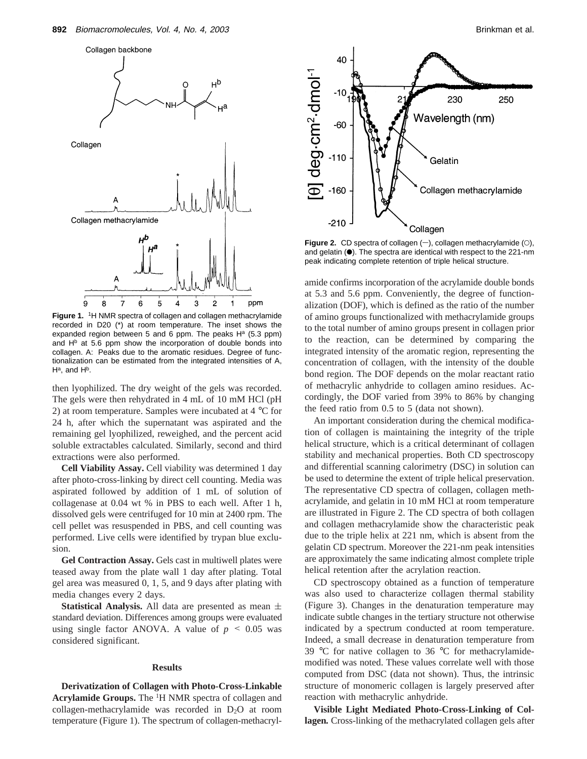**Figure 1.** $^1$H NMR spectra of collagen and collagen methacrylamide recorded in D20 (*) at room temperature. The inset shows the expanded region between 5 and 6 ppm. The peaks $H^a$ (5.3 ppm) and $H^b$ at 5.6 ppm show the incorporation of double bonds into collagen. A: Peaks due to the aromatic residues. Degree of functionalization can be estimated from the integrated intensities of A, $H^a$, and $H^b$.

then lyophilized. The dry weight of the gels was recorded. The gels were then rehydrated in 4 mL of 10 mM HCl (pH 2) at room temperature. Samples were incubated at 4 °C for 24 h, after which the supernatant was aspirated and the remaining gel lyophilized, reweighed, and the percent acid soluble extractables calculated. Similarly, second and third extractions were also performed.

**Cell Viability Assay.** Cell viability was determined 1 day after photo-cross-linking by direct cell counting. Media was aspirated followed by addition of 1 mL of solution of collagenase at 0.04 wt % in PBS to each well. After 1 h, dissolved gels were centrifuged for 10 min at 2400 rpm. The cell pellet was resuspended in PBS, and cell counting was performed. Live cells were identified by trypan blue exclusion.

**Gel Contraction Assay.** Gels cast in multiwell plates were teased away from the plate wall 1 day after plating. Total gel area was measured 0, 1, 5, and 9 days after plating with media changes every 2 days.

**Statistical Analysis.** All data are presented as mean ± standard deviation. Differences among groups were evaluated using single factor ANOVA. A value of $p < 0.05$ was considered significant.

## Results

**Derivatization of Collagen with Photo-Cross-Linkable Acrylamide Groups.** The $^1$H NMR spectra of collagen and collagen-methacrylamide was recorded in $D_2O$ at room temperature (Figure 1). The spectrum of collagen-methacrylamide confirms incorporation of the acrylamide double bonds at 5.3 and 5.6 ppm. Conveniently, the degree of functionalization (DOF), which is defined as the ratio of the number of amino groups functionalized with methacrylamide groups to the total number of amino groups present in collagen prior to the reaction, can be determined by comparing the integrated intensity of the aromatic region, representing the concentration of collagen, with the intensity of the double bond region. The DOF depends on the molar reactant ratio of methacrylic anhydride to collagen amino residues. Accordingly, the DOF varied from 39% to 86% by changing the feed ratio from 0.5 to 5 (data not shown).

**Figure 2.** CD spectra of collagen (–), collagen methacrylamide (○), and gelatin (●). The spectra are identical with respect to the 221-nm peak indicating complete retention of triple helical structure.

An important consideration during the chemical modification of collagen is maintaining the integrity of the triple helical structure, which is a critical determinant of collagen stability and mechanical properties. Both CD spectroscopy and differential scanning calorimetry (DSC) in solution can be used to determine the extent of triple helical preservation. The representative CD spectra of collagen, collagen methacrylamide, and gelatin in 10 mM HCl at room temperature are illustrated in Figure 2. The CD spectra of both collagen and collagen methacrylamide show the characteristic peak due to the triple helix at 221 nm, which is absent from the gelatin CD spectrum. Moreover the 221-nm peak intensities are approximately the same indicating almost complete triple helical retention after the acrylation reaction.

CD spectroscopy obtained as a function of temperature was also used to characterize collagen thermal stability (Figure 3). Changes in the denaturation temperature may indicate subtle changes in the tertiary structure not otherwise indicated by a spectrum conducted at room temperature. Indeed, a small decrease in denaturation temperature from 39 °C for native collagen to 36 °C for methacrylamide-modified was noted. These values correlate well with those computed from DSC (data not shown). Thus, the intrinsic structure of monomeric collagen is largely preserved after reaction with methacrylic anhydride.

**Visible Light Mediated Photo-Cross-Linking of Collagen.** Cross-linking of the methacrylated collagen gels after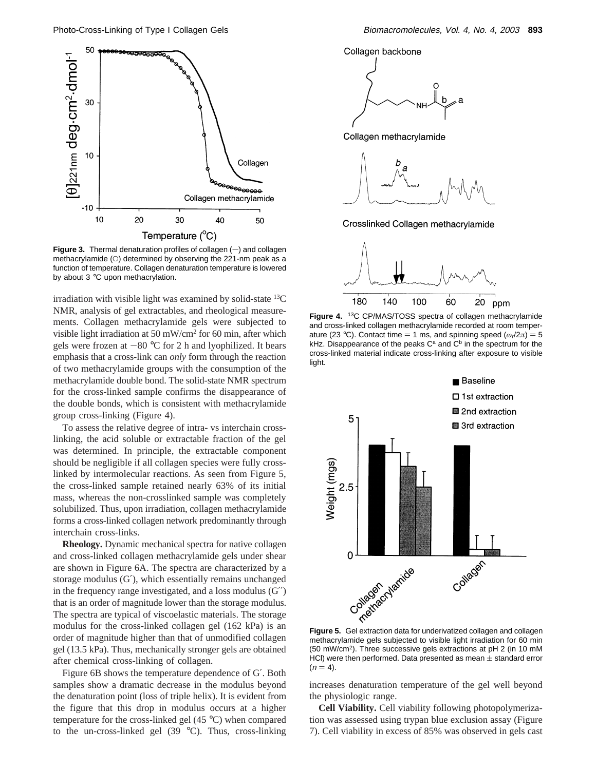**Figure 3.** Thermal denaturation profiles of collagen (—) and collagen methacrylamide (○) determined by observing the 221-nm peak as a function of temperature. Collagen denaturation temperature is lowered by about 3 °C upon methacrylation.

**Figure 4.** $^{13}$C CP/MAS/TOSS spectra of collagen methacrylamide and cross-linked collagen methacrylamide recorded at room temperature (23 °C). Contact time = 1 ms, and spinning speed ($\omega_r/2\pi$) = 5 kHz. Disappearance of the peaks $C^a$ and $C^b$ in the spectrum for the cross-linked material indicate cross-linking after exposure to visible light.

irradiation with visible light was examined by solid-state $^{13}$C NMR, analysis of gel extractables, and rheological measurements. Collagen methacrylamide gels were subjected to visible light irradiation at 50 mW/cm$^2$ for 60 min, after which gels were frozen at −80 °C for 2 h and lyophilized. It bears emphasis that a cross-link can *only* form through the reaction of two methacrylamide groups with the consumption of the methacrylamide double bond. The solid-state NMR spectrum for the cross-linked sample confirms the disappearance of the double bonds, which is consistent with methacrylamide group cross-linking (Figure 4).

To assess the relative degree of intra- vs interchain cross-linking, the acid soluble or extractable fraction of the gel was determined. In principle, the extractable component should be negligible if all collagen species were fully cross-linked by intermolecular reactions. As seen from Figure 5, the cross-linked sample retained nearly 63% of its initial mass, whereas the non-crosslinked sample was completely solubilized. Thus, upon irradiation, collagen methacrylamide forms a cross-linked collagen network predominantly through interchain cross-links.

**Rheology.** Dynamic mechanical spectra for native collagen and cross-linked collagen methacrylamide gels under shear are shown in Figure 6A. The spectra are characterized by a storage modulus (G′), which essentially remains unchanged in the frequency range investigated, and a loss modulus (G′′) that is an order of magnitude lower than the storage modulus. The spectra are typical of viscoelastic materials. The storage modulus for the cross-linked collagen gel (162 kPa) is an order of magnitude higher than that of unmodified collagen gel (13.5 kPa). Thus, mechanically stronger gels are obtained after chemical cross-linking of collagen.

Figure 6B shows the temperature dependence of G′. Both samples show a dramatic decrease in the modulus beyond the denaturation point (loss of triple helix). It is evident from the figure that this drop in modulus occurs at a higher temperature for the cross-linked gel (45 °C) when compared to the un-cross-linked gel (39 °C). Thus, cross-linking increases denaturation temperature of the gel well beyond the physiologic range.

**Figure 5.** Gel extraction data for underivatized collagen and collagen methacrylamide gels subjected to visible light irradiation for 60 min (50 mW/cm$^2$). Three successive gels extractions at pH 2 (in 10 mM HCl) were then performed. Data presented as mean ± standard error ($n$ = 4).

**Cell Viability.** Cell viability following photopolymerization was assessed using trypan blue exclusion assay (Figure 7). Cell viability in excess of 85% was observed in gels cast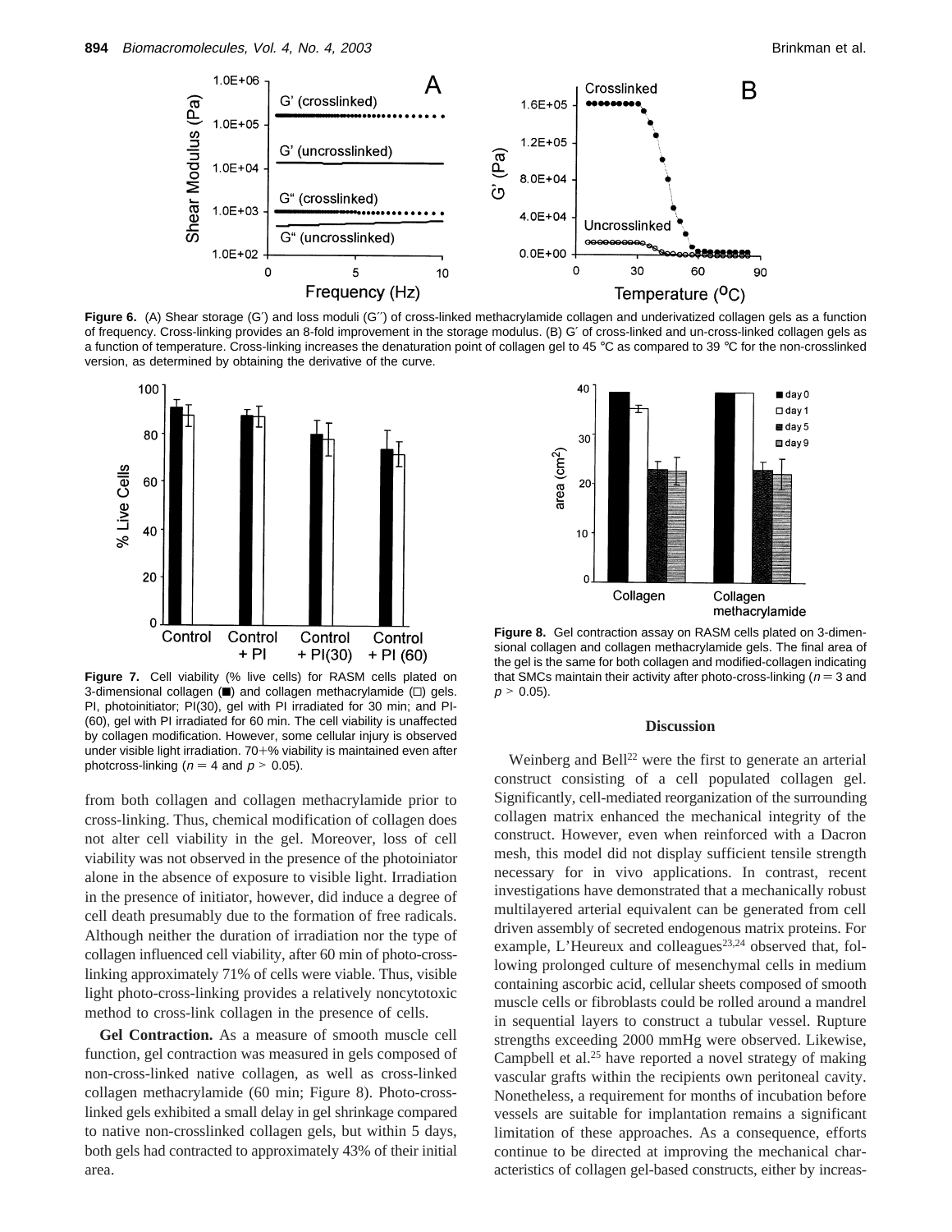**Figure 6.** (A) Shear storage (G′) and loss moduli (G′′) of cross-linked methacrylamide collagen and underivatized collagen gels as a function of frequency. Cross-linking provides an 8-fold improvement in the storage modulus. (B) G′ of cross-linked and un-cross-linked collagen gels as a function of temperature. Cross-linking increases the denaturation point of collagen gel to 45 °C as compared to 39 °C for the non-crosslinked version, as determined by obtaining the derivative of the curve.

**Figure 7.** Cell viability (% live cells) for RASM cells plated on 3-dimensional collagen (■) and collagen methacrylamide (□) gels. PI, photoinitiator; PI(30), gel with PI irradiated for 30 min; and PI-(60), gel with PI irradiated for 60 min. The cell viability is unaffected by collagen modification. However, some cellular injury is observed under visible light irradiation. 70+% viability is maintained even after photcross-linking ($n = 4$ and $p > 0.05$).

**Figure 8.** Gel contraction assay on RASM cells plated on 3-dimensional collagen and collagen methacrylamide gels. The final area of the gel is the same for both collagen and modified-collagen indicating that SMCs maintain their activity after photo-cross-linking ($n = 3$ and $p > 0.05$).

from both collagen and collagen methacrylamide prior to cross-linking. Thus, chemical modification of collagen does not alter cell viability in the gel. Moreover, loss of cell viability was not observed in the presence of the photoiniator alone in the absence of exposure to visible light. Irradiation in the presence of initiator, however, did induce a degree of cell death presumably due to the formation of free radicals. Although neither the duration of irradiation nor the type of collagen influenced cell viability, after 60 min of photo-cross-linking approximately 71% of cells were viable. Thus, visible light photo-cross-linking provides a relatively noncytotoxic method to cross-link collagen in the presence of cells.

**Gel Contraction.** As a measure of smooth muscle cell function, gel contraction was measured in gels composed of non-cross-linked native collagen, as well as cross-linked collagen methacrylamide (60 min; Figure 8). Photo-cross-linked gels exhibited a small delay in gel shrinkage compared to native non-crosslinked collagen gels, but within 5 days, both gels had contracted to approximately 43% of their initial area.

## Discussion

Weinberg and Bell[22] were the first to generate an arterial construct consisting of a cell populated collagen gel. Significantly, cell-mediated reorganization of the surrounding collagen matrix enhanced the mechanical integrity of the construct. However, even when reinforced with a Dacron mesh, this model did not display sufficient tensile strength necessary for in vivo applications. In contrast, recent investigations have demonstrated that a mechanically robust multilayered arterial equivalent can be generated from cell driven assembly of secreted endogenous matrix proteins. For example, L'Heureux and colleagues[23,24] observed that, following prolonged culture of mesenchymal cells in medium containing ascorbic acid, cellular sheets composed of smooth muscle cells or fibroblasts could be rolled around a mandrel in sequential layers to construct a tubular vessel. Rupture strengths exceeding 2000 mmHg were observed. Likewise, Campbell et al.[25] have reported a novel strategy of making vascular grafts within the recipients own peritoneal cavity. Nonetheless, a requirement for months of incubation before vessels are suitable for implantation remains a significant limitation of these approaches. As a consequence, efforts continue to be directed at improving the mechanical characteristics of collagen gel-based constructs, either by increas-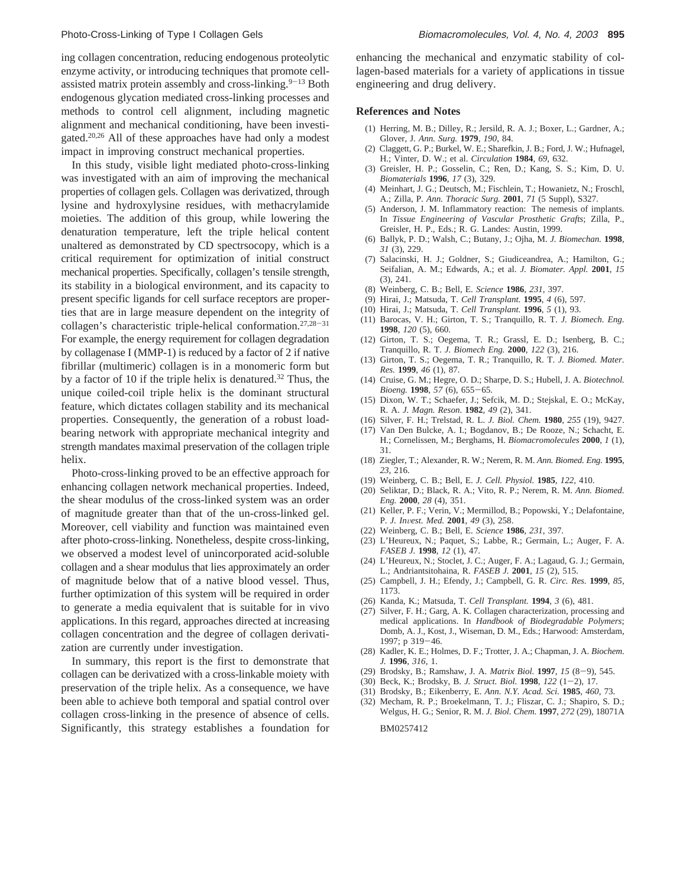ing collagen concentration, reducing endogenous proteolytic enzyme activity, or introducing techniques that promote cell-assisted matrix protein assembly and cross-linking.[9−13] Both endogenous glycation mediated cross-linking processes and methods to control cell alignment, including magnetic alignment and mechanical conditioning, have been investigated.[20,26] All of these approaches have had only a modest impact in improving construct mechanical properties.

In this study, visible light mediated photo-cross-linking was investigated with an aim of improving the mechanical properties of collagen gels. Collagen was derivatized, through lysine and hydroxylysine residues, with methacrylamide moieties. The addition of this group, while lowering the denaturation temperature, left the triple helical content unaltered as demonstrated by CD spectrsocopy, which is a critical requirement for optimization of initial construct mechanical properties. Specifically, collagen's tensile strength, its stability in a biological environment, and its capacity to present specific ligands for cell surface receptors are properties that are in large measure dependent on the integrity of collagen's characteristic triple-helical conformation.[27,28−31] For example, the energy requirement for collagen degradation by collagenase I (MMP-1) is reduced by a factor of 2 if native fibrillar (multimeric) collagen is in a monomeric form but by a factor of 10 if the triple helix is denatured.[32] Thus, the unique coiled-coil triple helix is the dominant structural feature, which dictates collagen stability and its mechanical properties. Consequently, the generation of a robust load-bearing network with appropriate mechanical integrity and strength mandates maximal preservation of the collagen triple helix.

Photo-cross-linking proved to be an effective approach for enhancing collagen network mechanical properties. Indeed, the shear modulus of the cross-linked system was an order of magnitude greater than that of the un-cross-linked gel. Moreover, cell viability and function was maintained even after photo-cross-linking. Nonetheless, despite cross-linking, we observed a modest level of unincorporated acid-soluble collagen and a shear modulus that lies approximately an order of magnitude below that of a native blood vessel. Thus, further optimization of this system will be required in order to generate a media equivalent that is suitable for in vivo applications. In this regard, approaches directed at increasing collagen concentration and the degree of collagen derivatization are currently under investigation.

In summary, this report is the first to demonstrate that collagen can be derivatized with a cross-linkable moiety with preservation of the triple helix. As a consequence, we have been able to achieve both temporal and spatial control over collagen cross-linking in the presence of absence of cells. Significantly, this strategy establishes a foundation for enhancing the mechanical and enzymatic stability of collagen-based materials for a variety of applications in tissue engineering and drug delivery.

## References and Notes

(1) Herring, M. B.; Dilley, R.; Jersild, R. A. J.; Boxer, L.; Gardner, A.; Glover, J. *Ann. Surg.* **1979**, *190*, 84.
(2) Claggett, G. P.; Burkel, W. E.; Sharefkin, J. B.; Ford, J. W.; Hufnagel, H.; Vinter, D. W.; et al. *Circulation* **1984**, *69*, 632.
(3) Greisler, H. P.; Gosselin, C.; Ren, D.; Kang, S. S.; Kim, D. U. *Biomaterials* **1996**, *17* (3), 329.
(4) Meinhart, J. G.; Deutsch, M.; Fischlein, T.; Howanietz, N.; Froschl, A.; Zilla, P. *Ann. Thoracic Surg.* **2001**, *71* (5 Suppl), S327.
(5) Anderson, J. M. Inflammatory reaction: The nemesis of implants. In *Tissue Engineering of Vascular Prosthetic Grafts*; Zilla, P., Greisler, H. P., Eds.; R. G. Landes: Austin, 1999.
(6) Ballyk, P. D.; Walsh, C.; Butany, J.; Ojha, M. *J. Biomechan.* **1998**, *31* (3), 229.
(7) Salacinski, H. J.; Goldner, S.; Giudiceandrea, A.; Hamilton, G.; Seifalian, A. M.; Edwards, A.; et al. *J. Biomater. Appl.* **2001**, *15* (3), 241.
(8) Weinberg, C. B.; Bell, E. *Science* **1986**, *231*, 397.
(9) Hirai, J.; Matsuda, T. *Cell Transplant.* **1995**, *4* (6), 597.
(10) Hirai, J.; Matsuda, T. *Cell Transplant.* **1996**, *5* (1), 93.
(11) Barocas, V. H.; Girton, T. S.; Tranquillo, R. T. *J. Biomech. Eng.* **1998**, *120* (5), 660.
(12) Girton, T. S.; Oegema, T. R.; Grassl, E. D.; Isenberg, B. C.; Tranquillo, R. T. *J. Biomech Eng.* **2000**, *122* (3), 216.
(13) Girton, T. S.; Oegema, T. R.; Tranquillo, R. T. *J. Biomed. Mater. Res.* **1999**, *46* (1), 87.
(14) Cruise, G. M.; Hegre, O. D.; Sharpe, D. S.; Hubell, J. A. *Biotechnol. Bioeng.* **1998**, *57* (6), 655−65.
(15) Dixon, W. T.; Schaefer, J.; Sefcik, M. D.; Stejskal, E. O.; McKay, R. A. *J. Magn. Reson.* **1982**, *49* (2), 341.
(16) Silver, F. H.; Trelstad, R. L. *J. Biol. Chem.* **1980**, *255* (19), 9427.
(17) Van Den Bulcke, A. I.; Bogdanov, B.; De Rooze, N.; Schacht, E. H.; Cornelissen, M.; Berghams, H. *Biomacromolecules* **2000**, *1* (1), 31.
(18) Ziegler, T.; Alexander, R. W.; Nerem, R. M. *Ann. Biomed. Eng.* **1995**, *23*, 216.
(19) Weinberg, C. B.; Bell, E. *J. Cell. Physiol.* **1985**, *122*, 410.
(20) Seliktar, D.; Black, R. A.; Vito, R. P.; Nerem, R. M. *Ann. Biomed. Eng.* **2000**, *28* (4), 351.
(21) Keller, P. F.; Verin, V.; Mermillod, B.; Popowski, Y.; Delafontaine, P. *J. Invest. Med.* **2001**, *49* (3), 258.
(22) Weinberg, C. B.; Bell, E. *Science* **1986**, *231*, 397.
(23) L'Heureux, N.; Paquet, S.; Labbe, R.; Germain, L.; Auger, F. A. *FASEB J.* **1998**, *12* (1), 47.
(24) L'Heureux, N.; Stoclet, J. C.; Auger, F. A.; Lagaud, G. J.; Germain, L.; Andriantsitohaina, R. *FASEB J.* **2001**, *15* (2), 515.
(25) Campbell, J. H.; Efendy, J.; Campbell, G. R. *Circ. Res.* **1999**, *85*, 1173.
(26) Kanda, K.; Matsuda, T. *Cell Transplant.* **1994**, *3* (6), 481.
(27) Silver, F. H.; Garg, A. K. Collagen characterization, processing and medical applications. In *Handbook of Biodegradable Polymers*; Domb, A. J., Kost, J., Wiseman, D. M., Eds.; Harwood: Amsterdam, 1997; p 319−46.
(28) Kadler, K. E.; Holmes, D. F.; Trotter, J. A.; Chapman, J. A. *Biochem. J.* **1996**, *316*, 1.
(29) Brodsky, B.; Ramshaw, J. A. *Matrix Biol.* **1997**, *15* (8−9), 545.
(30) Beck, K.; Brodsky, B. *J. Struct. Biol.* **1998**, *122* (1−2), 17.
(31) Brodsky, B.; Eikenberry, E. *Ann. N.Y. Acad. Sci.* **1985**, *460*, 73.
(32) Mecham, R. P.; Broekelmann, T. J.; Fliszar, C. J.; Shapiro, S. D.; Welgus, H. G.; Senior, R. M. *J. Biol. Chem.* **1997**, *272* (29), 18071A

BM0257412